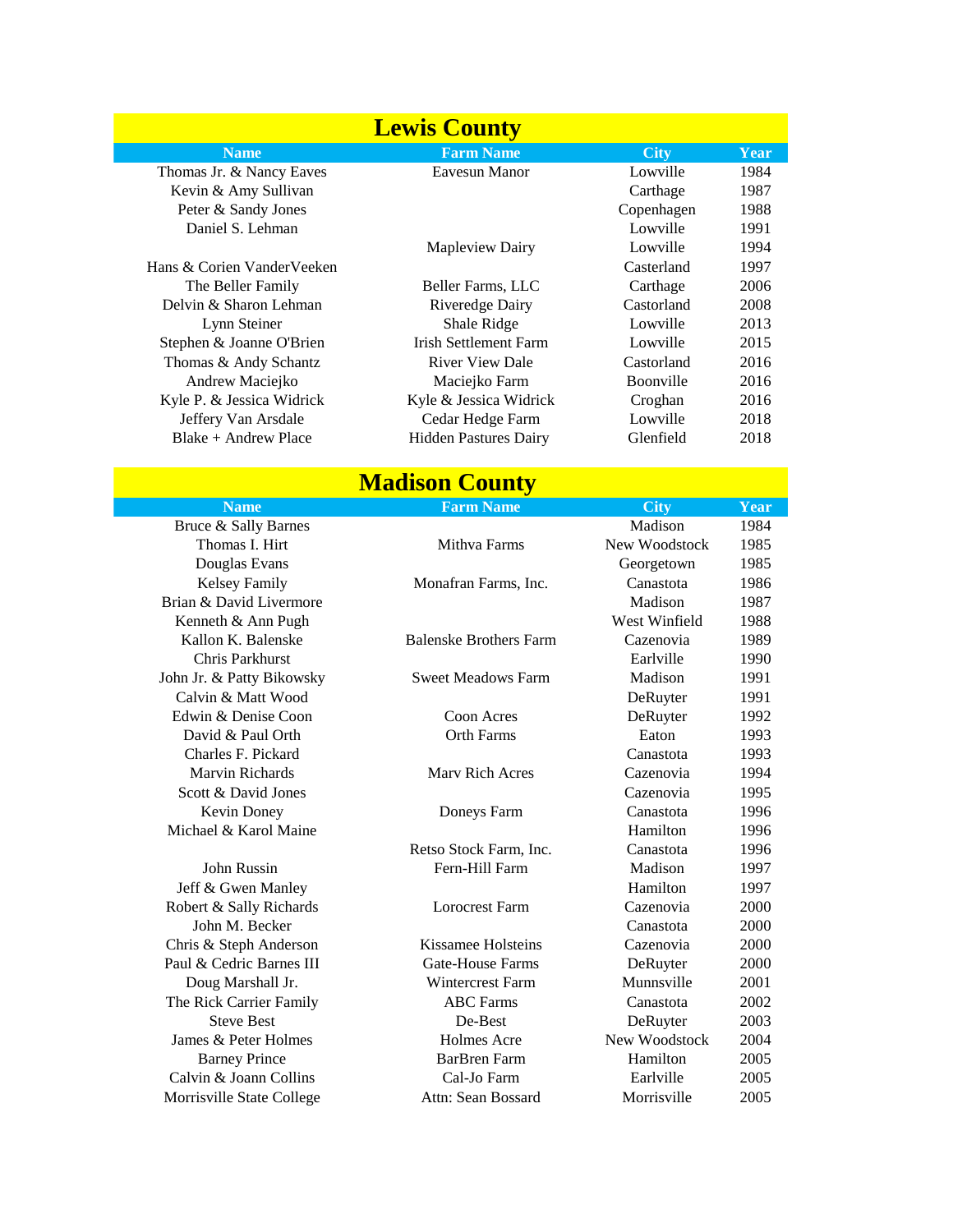## Lewis County

| Name | Farm Name | City | Year |
| --- | --- | --- | --- |
| Thomas Jr. & Nancy Eaves | Eavesun Manor | Lowville | 1984 |
| Kevin & Amy Sullivan | | Carthage | 1987 |
| Peter & Sandy Jones | | Copenhagen | 1988 |
| Daniel S. Lehman | | Lowville | 1991 |
| | Mapleview Dairy | Lowville | 1994 |
| Hans & Corien VanderVeeken | | Casterland | 1997 |
| The Beller Family | Beller Farms, LLC | Carthage | 2006 |
| Delvin & Sharon Lehman | Riveredge Dairy | Castorland | 2008 |
| Lynn Steiner | Shale Ridge | Lowville | 2013 |
| Stephen & Joanne O'Brien | Irish Settlement Farm | Lowville | 2015 |
| Thomas & Andy Schantz | River View Dale | Castorland | 2016 |
| Andrew Maciejko | Maciejko Farm | Boonville | 2016 |
| Kyle P. & Jessica Widrick | Kyle & Jessica Widrick | Croghan | 2016 |
| Jeffery Van Arsdale | Cedar Hedge Farm | Lowville | 2018 |
| Blake + Andrew Place | Hidden Pastures Dairy | Glenfield | 2018 |

## Madison County

| Name | Farm Name | City | Year |
| --- | --- | --- | --- |
| Bruce & Sally Barnes | | Madison | 1984 |
| Thomas I. Hirt | Mithva Farms | New Woodstock | 1985 |
| Douglas Evans | | Georgetown | 1985 |
| Kelsey Family | Monafran Farms, Inc. | Canastota | 1986 |
| Brian & David Livermore | | Madison | 1987 |
| Kenneth & Ann Pugh | | West Winfield | 1988 |
| Kallon K. Balenske | Balenske Brothers Farm | Cazenovia | 1989 |
| Chris Parkhurst | | Earlville | 1990 |
| John Jr. & Patty Bikowsky | Sweet Meadows Farm | Madison | 1991 |
| Calvin & Matt Wood | | DeRuyter | 1991 |
| Edwin & Denise Coon | Coon Acres | DeRuyter | 1992 |
| David & Paul Orth | Orth Farms | Eaton | 1993 |
| Charles F. Pickard | | Canastota | 1993 |
| Marvin Richards | Marv Rich Acres | Cazenovia | 1994 |
| Scott & David Jones | | Cazenovia | 1995 |
| Kevin Doney | Doneys Farm | Canastota | 1996 |
| Michael & Karol Maine | | Hamilton | 1996 |
| | Retso Stock Farm, Inc. | Canastota | 1996 |
| John Russin | Fern-Hill Farm | Madison | 1997 |
| Jeff & Gwen Manley | | Hamilton | 1997 |
| Robert & Sally Richards | Lorocrest Farm | Cazenovia | 2000 |
| John M. Becker | | Canastota | 2000 |
| Chris & Steph Anderson | Kissamee Holsteins | Cazenovia | 2000 |
| Paul & Cedric Barnes III | Gate-House Farms | DeRuyter | 2000 |
| Doug Marshall Jr. | Wintercrest Farm | Munnsville | 2001 |
| The Rick Carrier Family | ABC Farms | Canastota | 2002 |
| Steve Best | De-Best | DeRuyter | 2003 |
| James & Peter Holmes | Holmes Acre | New Woodstock | 2004 |
| Barney Prince | BarBren Farm | Hamilton | 2005 |
| Calvin & Joann Collins | Cal-Jo Farm | Earlville | 2005 |
| Morrisville State College | Attn: Sean Bossard | Morrisville | 2005 |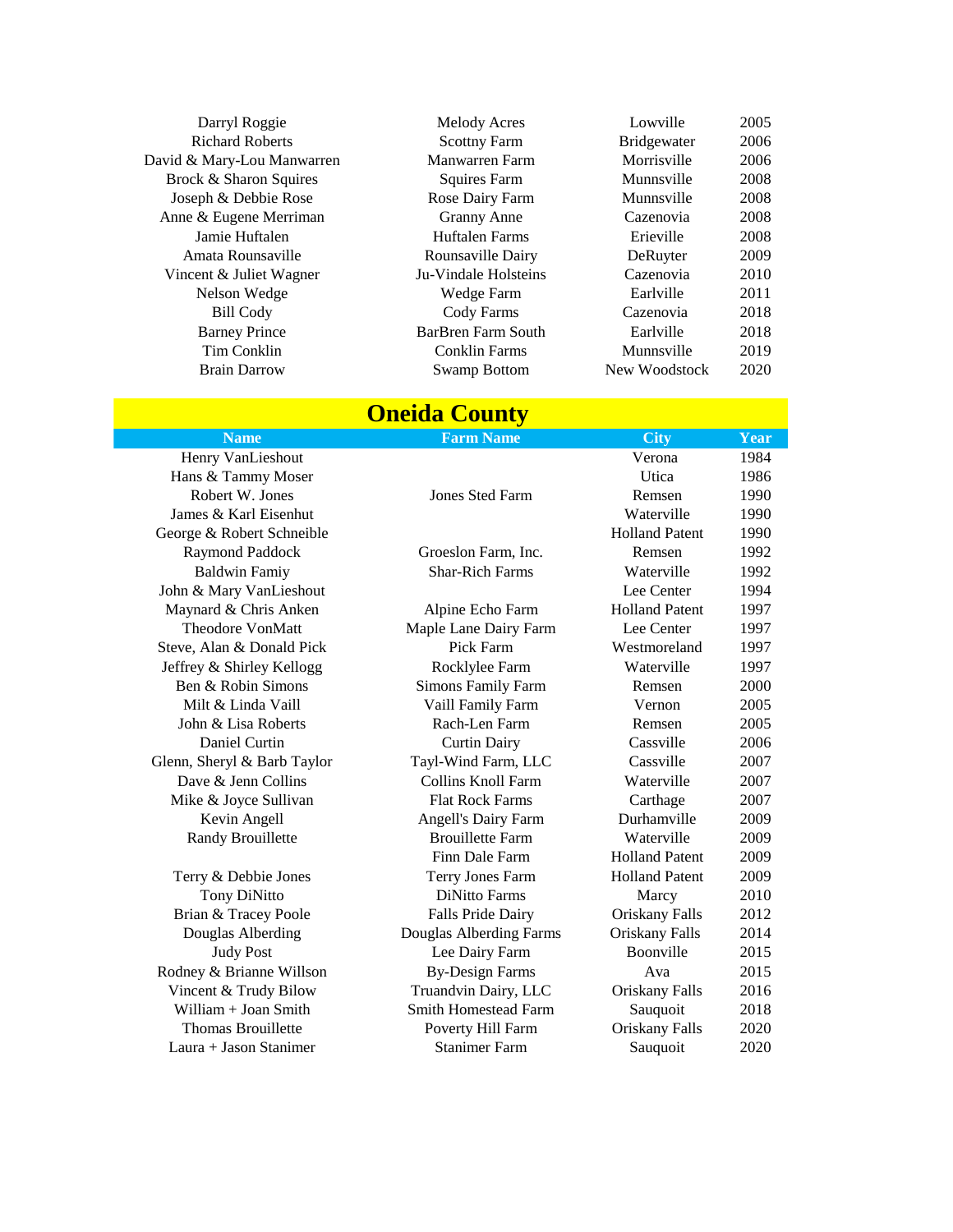| | | | |
|---|---|---|---|
| Darryl Roggie | Melody Acres | Lowville | 2005 |
| Richard Roberts | Scottny Farm | Bridgewater | 2006 |
| David & Mary-Lou Manwarren | Manwarren Farm | Morrisville | 2006 |
| Brock & Sharon Squires | Squires Farm | Munnsville | 2008 |
| Joseph & Debbie Rose | Rose Dairy Farm | Munnsville | 2008 |
| Anne & Eugene Merriman | Granny Anne | Cazenovia | 2008 |
| Jamie Huftalen | Huftalen Farms | Erieville | 2008 |
| Amata Rounsaville | Rounsaville Dairy | DeRuyter | 2009 |
| Vincent & Juliet Wagner | Ju-Vindale Holsteins | Cazenovia | 2010 |
| Nelson Wedge | Wedge Farm | Earlville | 2011 |
| Bill Cody | Cody Farms | Cazenovia | 2018 |
| Barney Prince | BarBren Farm South | Earlville | 2018 |
| Tim Conklin | Conklin Farms | Munnsville | 2019 |
| Brain Darrow | Swamp Bottom | New Woodstock | 2020 |

## Oneida County

| Name | Farm Name | City | Year |
|---|---|---|---|
| Henry VanLieshout | | Verona | 1984 |
| Hans & Tammy Moser | | Utica | 1986 |
| Robert W. Jones | Jones Sted Farm | Remsen | 1990 |
| James & Karl Eisenhut | | Waterville | 1990 |
| George & Robert Schneible | | Holland Patent | 1990 |
| Raymond Paddock | Groeslon Farm, Inc. | Remsen | 1992 |
| Baldwin Famiy | Shar-Rich Farms | Waterville | 1992 |
| John & Mary VanLieshout | | Lee Center | 1994 |
| Maynard & Chris Anken | Alpine Echo Farm | Holland Patent | 1997 |
| Theodore VonMatt | Maple Lane Dairy Farm | Lee Center | 1997 |
| Steve, Alan & Donald Pick | Pick Farm | Westmoreland | 1997 |
| Jeffrey & Shirley Kellogg | Rocklylee Farm | Waterville | 1997 |
| Ben & Robin Simons | Simons Family Farm | Remsen | 2000 |
| Milt & Linda Vaill | Vaill Family Farm | Vernon | 2005 |
| John & Lisa Roberts | Rach-Len Farm | Remsen | 2005 |
| Daniel Curtin | Curtin Dairy | Cassville | 2006 |
| Glenn, Sheryl & Barb Taylor | Tayl-Wind Farm, LLC | Cassville | 2007 |
| Dave & Jenn Collins | Collins Knoll Farm | Waterville | 2007 |
| Mike & Joyce Sullivan | Flat Rock Farms | Carthage | 2007 |
| Kevin Angell | Angell's Dairy Farm | Durhamville | 2009 |
| Randy Brouillette | Brouillette Farm | Waterville | 2009 |
| | Finn Dale Farm | Holland Patent | 2009 |
| Terry & Debbie Jones | Terry Jones Farm | Holland Patent | 2009 |
| Tony DiNitto | DiNitto Farms | Marcy | 2010 |
| Brian & Tracey Poole | Falls Pride Dairy | Oriskany Falls | 2012 |
| Douglas Alberding | Douglas Alberding Farms | Oriskany Falls | 2014 |
| Judy Post | Lee Dairy Farm | Boonville | 2015 |
| Rodney & Brianne Willson | By-Design Farms | Ava | 2015 |
| Vincent & Trudy Bilow | Truandvin Dairy, LLC | Oriskany Falls | 2016 |
| William + Joan Smith | Smith Homestead Farm | Sauquoit | 2018 |
| Thomas Brouillette | Poverty Hill Farm | Oriskany Falls | 2020 |
| Laura + Jason Stanimer | Stanimer Farm | Sauquoit | 2020 |